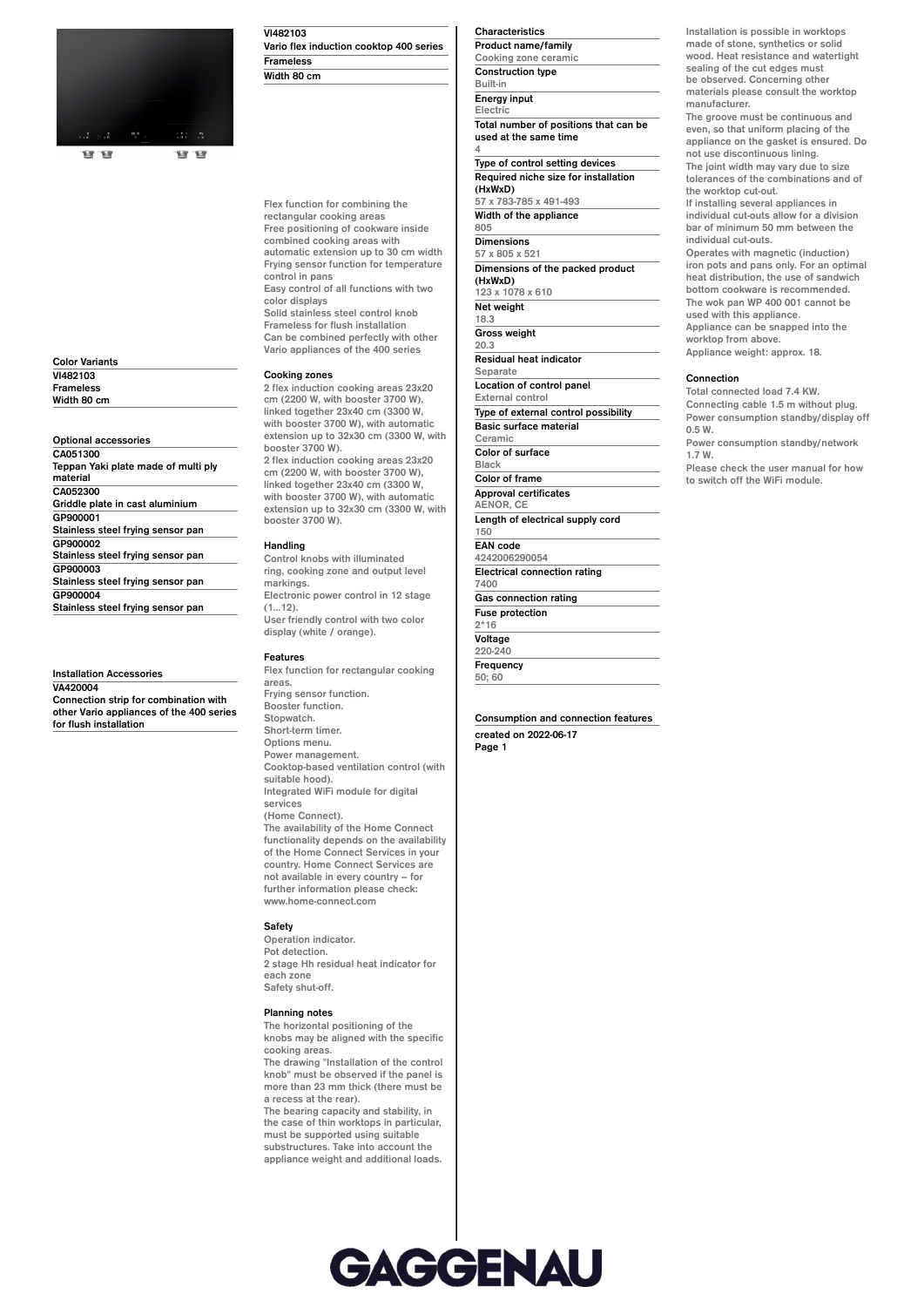**VI482103**
**Vario flex induction cooktop 400 series**
**Frameless**
**Width 80 cm**

Flex function for combining the rectangular cooking areas
Free positioning of cookware inside combined cooking areas with automatic extension up to 30 cm width
Frying sensor function for temperature control in pans
Easy control of all functions with two color displays
Solid stainless steel control knob
Frameless for flush installation
Can be combined perfectly with other Vario appliances of the 400 series

### Cooking zones

2 flex induction cooking areas 23x20 cm (2200 W, with booster 3700 W), linked together 23x40 cm (3300 W, with booster 3700 W), with automatic extension up to 32x30 cm (3300 W, with booster 3700 W).
2 flex induction cooking areas 23x20 cm (2200 W, with booster 3700 W), linked together 23x40 cm (3300 W, with booster 3700 W), with automatic extension up to 32x30 cm (3300 W, with booster 3700 W).

### Handling

Control knobs with illuminated ring, cooking zone and output level markings.
Electronic power control in 12 stage (1...12).
User friendly control with two color display (white / orange).

### Features

Flex function for rectangular cooking areas.
Frying sensor function.
Booster function.
Stopwatch.
Short-term timer.
Options menu.
Power management.
Cooktop-based ventilation control (with suitable hood).
Integrated WiFi module for digital services
(Home Connect).
The availability of the Home Connect functionality depends on the availability of the Home Connect Services in your country. Home Connect Services are not available in every country – for further information please check: www.home-connect.com

### Safety

Operation indicator.
Pot detection.
2 stage Hh residual heat indicator for each zone
Safety shut-off.

### Planning notes

The horizontal positioning of the knobs may be aligned with the specific cooking areas.
The drawing "Installation of the control knob" must be observed if the panel is more than 23 mm thick (there must be a recess at the rear).
The bearing capacity and stability, in the case of thin worktops in particular, must be supported using suitable substructures. Take into account the appliance weight and additional loads.
Installation is possible in worktops made of stone, synthetics or solid wood. Heat resistance and watertight sealing of the cut edges must be observed. Concerning other materials please consult the worktop manufacturer.
The groove must be continuous and even, so that uniform placing of the appliance on the gasket is ensured. Do not use discontinuous lining.
The joint width may vary due to size tolerances of the combinations and of the worktop cut-out.
If installing several appliances in individual cut-outs allow for a division bar of minimum 50 mm between the individual cut-outs.
Operates with magnetic (induction) iron pots and pans only. For an optimal heat distribution, the use of sandwich bottom cookware is recommended.
The wok pan WP 400 001 cannot be used with this appliance.
Appliance can be snapped into the worktop from above.
Appliance weight: approx. 18.

### Connection

Total connected load 7.4 KW.
Connecting cable 1.5 m without plug.
Power consumption standby/display off 0.5 W.
Power consumption standby/network 1.7 W.
Please check the user manual for how to switch off the WiFi module.

### Color Variants

**VI482103**
**Frameless**
**Width 80 cm**

### Optional accessories

**CA051300**
**Teppan Yaki plate made of multi ply material**
**CA052300**
**Griddle plate in cast aluminium**
**GP900001**
**Stainless steel frying sensor pan**
**GP900002**
**Stainless steel frying sensor pan**
**GP900003**
**Stainless steel frying sensor pan**
**GP900004**
**Stainless steel frying sensor pan**

### Installation Accessories

**VA420004**
**Connection strip for combination with other Vario appliances of the 400 series for flush installation**

### Characteristics

| Characteristic | Value |
|---|---|
| Product name/family | Cooking zone ceramic |
| Construction type | Built-in |
| Energy input | Electric |
| Total number of positions that can be used at the same time | 4 |
| Type of control setting devices | |
| Required niche size for installation (HxWxD) | 57 x 783-785 x 491-493 |
| Width of the appliance | 805 |
| Dimensions | 57 x 805 x 521 |
| Dimensions of the packed product (HxWxD) | 123 x 1078 x 610 |
| Net weight | 18.3 |
| Gross weight | 20.3 |
| Residual heat indicator | Separate |
| Location of control panel | External control |
| Type of external control possibility | |
| Basic surface material | Ceramic |
| Color of surface | Black |
| Color of frame | |
| Approval certificates | AENOR, CE |
| Length of electrical supply cord | 150 |
| EAN code | 4242006290054 |
| Electrical connection rating | 7400 |
| Gas connection rating | |
| Fuse protection | 2*16 |
| Voltage | 220-240 |
| Frequency | 50; 60 |

**Consumption and connection features**

created on 2022-06-17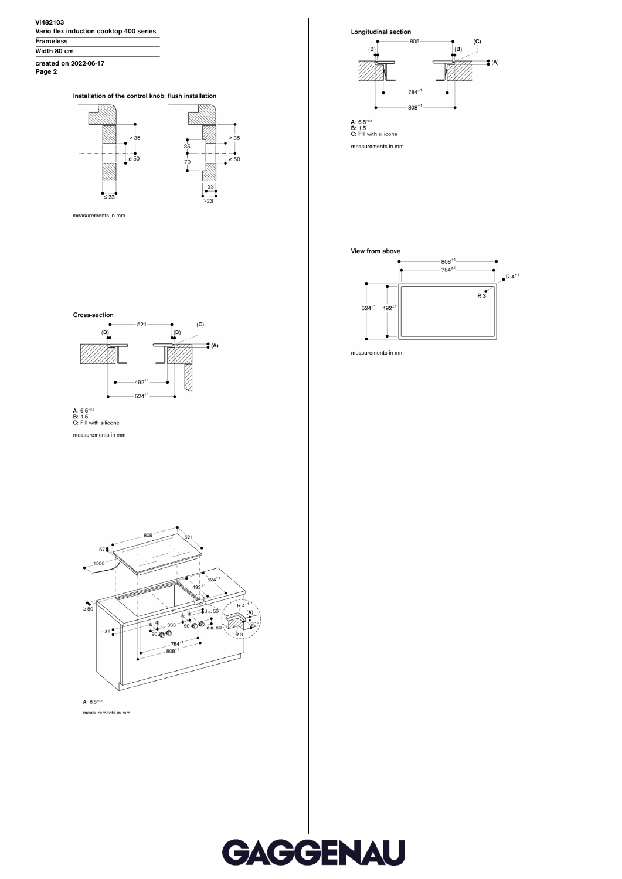VI482103
Vario flex induction cooktop 400 series
Frameless
Width 80 cm

created on 2022-06-17
Page 2

## Installation of the control knob; flush installation

> 35
ø 50
≤ 23

35
> 35
70
ø 50
23
>23

measurements in mm

## Cross-section

521
(B)
(B)
(C)
(A)
$492^{\pm 1}$
$524^{+1}$

**A**: $6.5^{+0.5}$
**B**: 1.5
**C**: Fill with silicone

measurements in mm

805
521
57
1500
$524^{+1}$
$492^{\pm 1}$
≥ 50
> 35
dia. 50
dia. 60
333
90
90
$R\ 4^{+1}$
(A)
90°
R 3
$784^{\pm 1}$
$808^{+1}$

**A**: $6.5^{+0.5}$

measurements in mm

## Longitudinal section

805
(B)
(B)
(C)
(A)
$784^{\pm 1}$
$808^{+1}$

**A**: $6.5^{+0.5}$
**B**: 1.5
**C**: Fill with silicone

measurements in mm

## View from above

$808^{+1}$
$784^{\pm 1}$
$R\ 4^{+1}$
R 3
$524^{+1}$
$492^{\pm 1}$

measurements in mm